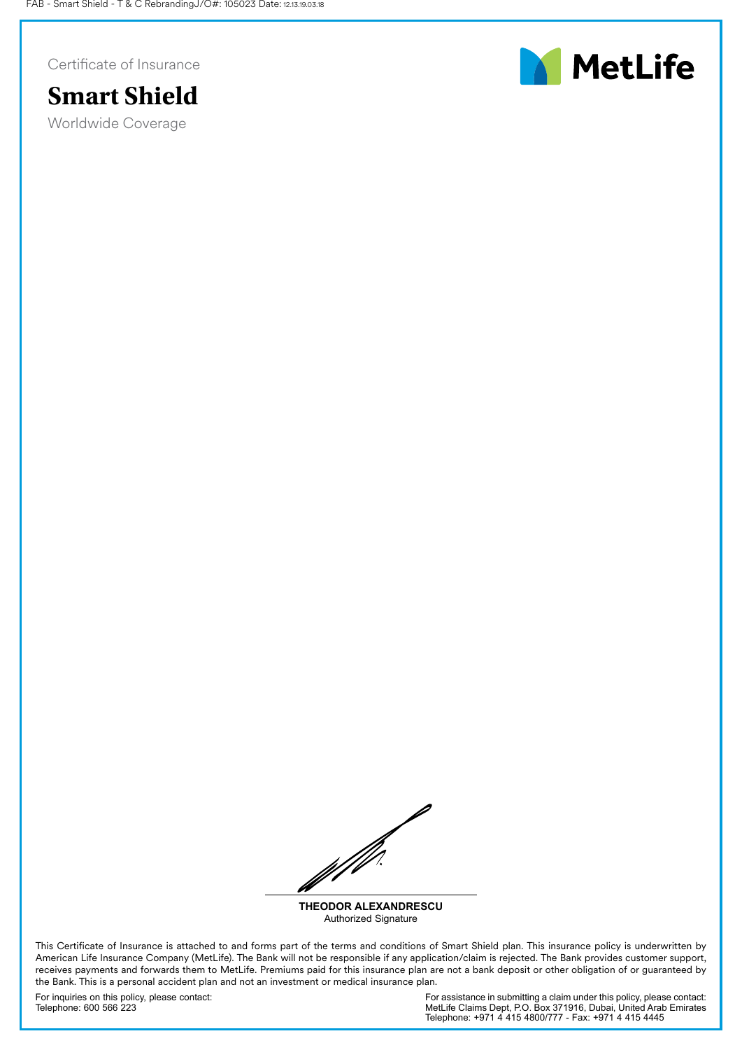Certificate of Insurance

# Smart Shield

Worldwide Coverage

MetLife

**THEODOR ALEXANDRESCU**
Authorized Signature

This Certificate of Insurance is attached to and forms part of the terms and conditions of Smart Shield plan. This insurance policy is underwritten by American Life Insurance Company (MetLife). The Bank will not be responsible if any application/claim is rejected. The Bank provides customer support, receives payments and forwards them to MetLife. Premiums paid for this insurance plan are not a bank deposit or other obligation of or guaranteed by the Bank. This is a personal accident plan and not an investment or medical insurance plan.

For inquiries on this policy, please contact:
Telephone: 600 566 223

For assistance in submitting a claim under this policy, please contact:
MetLife Claims Dept, P.O. Box 371916, Dubai, United Arab Emirates
Telephone: +971 4 415 4800/777 - Fax: +971 4 415 4445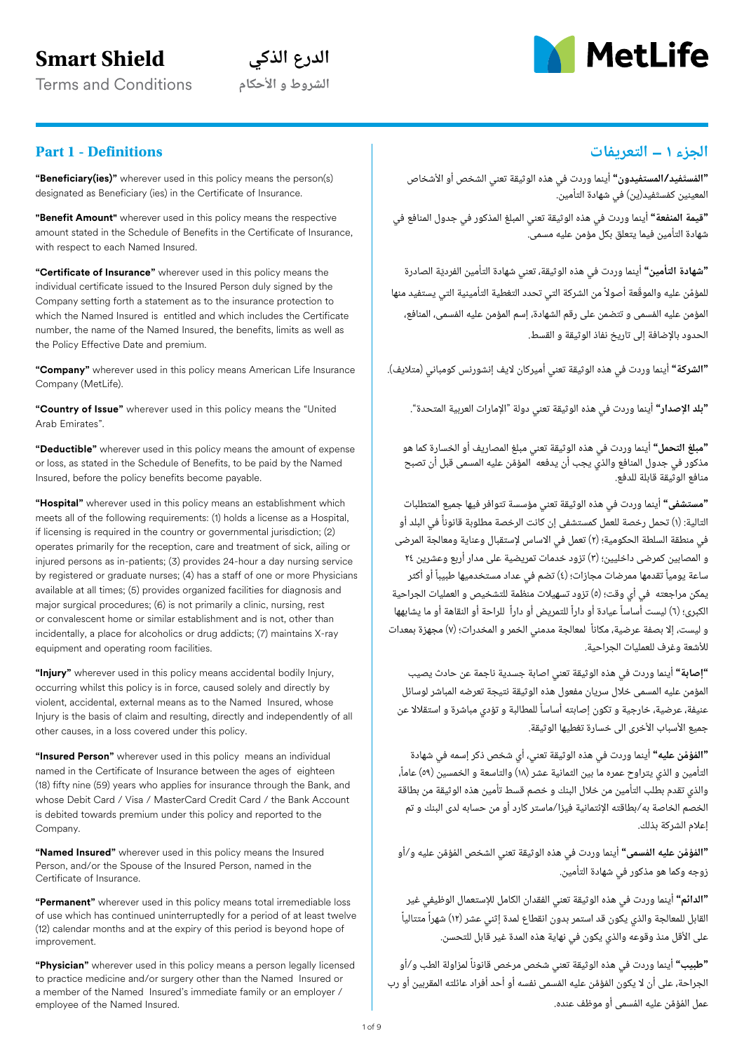# Smart Shield

Terms and Conditions

# الدرع الذكي

الشروط و الأحكام

MetLife

## Part 1 - Definitions

**"Beneficiary(ies)"** wherever used in this policy means the person(s) designated as Beneficiary (ies) in the Certificate of Insurance.

**"Benefit Amount"** wherever used in this policy means the respective amount stated in the Schedule of Benefits in the Certificate of Insurance, with respect to each Named Insured.

**"Certificate of Insurance"** wherever used in this policy means the individual certificate issued to the Insured Person duly signed by the Company setting forth a statement as to the insurance protection to which the Named Insured is entitled and which includes the Certificate number, the name of the Named Insured, the benefits, limits as well as the Policy Effective Date and premium.

**"Company"** wherever used in this policy means American Life Insurance Company (MetLife).

**"Country of Issue"** wherever used in this policy means the "United Arab Emirates".

**"Deductible"** wherever used in this policy means the amount of expense or loss, as stated in the Schedule of Benefits, to be paid by the Named Insured, before the policy benefits become payable.

**"Hospital"** wherever used in this policy means an establishment which meets all of the following requirements: (1) holds a license as a Hospital, if licensing is required in the country or governmental jurisdiction; (2) operates primarily for the reception, care and treatment of sick, ailing or injured persons as in-patients; (3) provides 24-hour a day nursing service by registered or graduate nurses; (4) has a staff of one or more Physicians available at all times; (5) provides organized facilities for diagnosis and major surgical procedures; (6) is not primarily a clinic, nursing, rest or convalescent home or similar establishment and is not, other than incidentally, a place for alcoholics or drug addicts; (7) maintains X-ray equipment and operating room facilities.

**"Injury"** wherever used in this policy means accidental bodily Injury, occurring whilst this policy is in force, caused solely and directly by violent, accidental, external means as to the Named Insured, whose Injury is the basis of claim and resulting, directly and independently of all other causes, in a loss covered under this policy.

**"Insured Person"** wherever used in this policy means an individual named in the Certificate of Insurance between the ages of eighteen (18) fifty nine (59) years who applies for insurance through the Bank, and whose Debit Card / Visa / MasterCard Credit Card / the Bank Account is debited towards premium under this policy and reported to the Company.

**"Named Insured"** wherever used in this policy means the Insured Person, and/or the Spouse of the Insured Person, named in the Certificate of Insurance.

**"Permanent"** wherever used in this policy means total irremediable loss of use which has continued uninterruptedly for a period of at least twelve (12) calendar months and at the expiry of this period is beyond hope of improvement.

**"Physician"** wherever used in this policy means a person legally licensed to practice medicine and/or surgery other than the Named Insured or a member of the Named Insured's immediate family or an employer / employee of the Named Insured.

## الجزء ١ – التعريفات

**"المستفيد/المستفيدون"** أينما وردت في هذه الوثيقة تعني الشخص أو الأشخاص المعينين كمستفيد(ين) في شهادة التأمين.

**"قيمة المنفعة"** أينما وردت في هذه الوثيقة تعني المبلغ المذكور في جدول المنافع في شهادة التأمين فيما يتعلق بكل مؤمن عليه مسمى.

**"شهادة التأمين"** أينما وردت في هذه الوثيقة، تعني شهادة التأمين الفرديّة الصادرة للمؤمّن عليه والموقّعة أصولاً من الشركة التي تحدد التغطية التأمينية التي يستفيد منها المؤمن عليه المسمى و تتضمن على رقم الشهادة، إسم المؤمن عليه المسمى، المنافع، الحدود بالإضافة إلى تاريخ نفاذ الوثيقة و القسط.

**"الشركة"** أينما وردت في هذه الوثيقة تعني أميركان لايف إنشورنس كومباني (متلايف).

**"بلد الإصدار"** أينما وردت في هذه الوثيقة تعني دولة "الإمارات العربية المتحدة".

**"مبلغ التحمل"** أينما وردت في هذه الوثيقة تعني مبلغ المصاريف أو الخسارة كما هو مذكور في جدول المنافع والذي يجب أن يدفعه المؤمن عليه المسمى قبل أن تصبح منافع الوثيقة قابلة للدفع.

**"مستشفى"** أينما وردت في هذه الوثيقة تعني مؤسسة تتوافر فيها جميع المتطلبات التالية: (١) تحمل رخصة للعمل كمستشفى إن كانت الرخصة مطلوبة قانوناً في البلد أو في منطقة السلطة الحكومية؛ (٢) تعمل في الاساس لإستقبال وعناية ومعالجة المرضى و المصابين كمرضى داخليين؛ (٣) تزود خدمات تمريضية على مدار أربع وعشرين ٢٤ ساعة يومياً تقدمها ممرضات مجازات؛ (٤) تضم في عداد مستخدميها طبيباً أو أكثر يمكن مراجعته في أي وقت؛ (٥) تزود تسهيلات منظمة للتشخيص و العمليات الجراحية الكبرى؛ (٦) ليست أساساً عيادة أو داراً للتمريض أو داراً للراحة أو النقاهة أو ما يشابهها و ليست، إلا بصفة عرضية، مكاناً لمعالجة مدمني الخمر و المخدرات؛ (٧) مجهزة بمعدات للأشعة وغرف للعمليات الجراحية.

**"إصابة"** أينما وردت في هذه الوثيقة تعني اصابة جسدية ناجمة عن حادث يصيب المؤمن عليه المسمى خلال سريان مفعول هذه الوثيقة نتيجة تعرضه المباشر لوسائل عنيفة، عرضية، خارجية و تكون إصابته أساساً للمطالبة و تؤدي مباشرة و استقلالا عن جميع الأسباب الأخرى الى خسارة تغطيها الوثيقة.

**"المؤمّن عليه"** أينما وردت في هذه الوثيقة تعني، أي شخص ذكر إسمه في شهادة التأمين و الذي يتراوح عمره ما بين الثمانية عشر (١٨) والتاسعة و الخمسين (٥٩) عاماً، والذي تقدم بطلب التأمين من خلال البنك و خصم قسط تأمين هذه الوثيقة من بطاقة الخصم الخاصة به/بطاقته الإئتمانية فيزا/ماستر كارد أو من حسابه لدى البنك و تم إعلام الشركة بذلك.

**"المؤمّن عليه المسمى"** أينما وردت في هذه الوثيقة تعني الشخص المؤمّن عليه و/أو زوجه وكما هو مذكور في شهادة التأمين.

**"الدائم"** أينما وردت في هذه الوثيقة تعني الفقدان الكامل للإستعمال الوظيفي غير القابل للمعالجة والذي يكون قد استمر بدون انقطاع لمدة إثني عشر (١٢) شهراً متتالياً على الأقل منذ وقوعه والذي يكون في نهاية هذه المدة غير قابل للتحسن.

**"طبيب"** أينما وردت في هذه الوثيقة تعني شخص مرخص قانوناً لمزاولة الطب و/أو الجراحة، على أن لا يكون المؤمّن عليه المسمى نفسه أو أحد أفراد عائلته المقربين أو رب عمل المؤمّن عليه المسمى أو موظف عنده.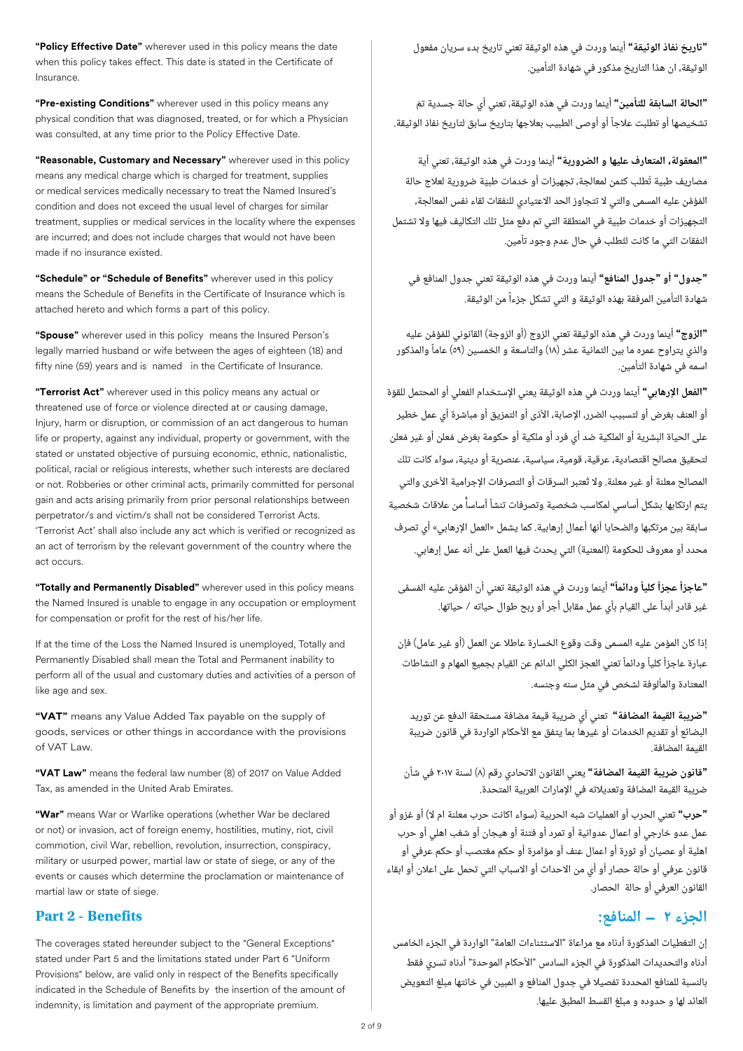**"Policy Effective Date"** wherever used in this policy means the date when this policy takes effect. This date is stated in the Certificate of Insurance.

**"Pre-existing Conditions"** wherever used in this policy means any physical condition that was diagnosed, treated, or for which a Physician was consulted, at any time prior to the Policy Effective Date.

**"Reasonable, Customary and Necessary"** wherever used in this policy means any medical charge which is charged for treatment, supplies or medical services medically necessary to treat the Named Insured's condition and does not exceed the usual level of charges for similar treatment, supplies or medical services in the locality where the expenses are incurred; and does not include charges that would not have been made if no insurance existed.

**"Schedule" or "Schedule of Benefits"** wherever used in this policy means the Schedule of Benefits in the Certificate of Insurance which is attached hereto and which forms a part of this policy.

**"Spouse"** wherever used in this policy means the Insured Person's legally married husband or wife between the ages of eighteen (18) and fifty nine (59) years and is named in the Certificate of Insurance.

**"Terrorist Act"** wherever used in this policy means any actual or threatened use of force or violence directed at or causing damage, Injury, harm or disruption, or commission of an act dangerous to human life or property, against any individual, property or government, with the stated or unstated objective of pursuing economic, ethnic, nationalistic, political, racial or religious interests, whether such interests are declared or not. Robberies or other criminal acts, primarily committed for personal gain and acts arising primarily from prior personal relationships between perpetrator/s and victim/s shall not be considered Terrorist Acts. 'Terrorist Act' shall also include any act which is verified or recognized as an act of terrorism by the relevant government of the country where the act occurs.

**"Totally and Permanently Disabled"** wherever used in this policy means the Named Insured is unable to engage in any occupation or employment for compensation or profit for the rest of his/her life.

If at the time of the Loss the Named Insured is unemployed, Totally and Permanently Disabled shall mean the Total and Permanent inability to perform all of the usual and customary duties and activities of a person of like age and sex.

**"VAT"** means any Value Added Tax payable on the supply of goods, services or other things in accordance with the provisions of VAT Law.

**"VAT Law"** means the federal law number (8) of 2017 on Value Added Tax, as amended in the United Arab Emirates.

**"War"** means War or Warlike operations (whether War be declared or not) or invasion, act of foreign enemy, hostilities, mutiny, riot, civil commotion, civil War, rebellion, revolution, insurrection, conspiracy, military or usurped power, martial law or state of siege, or any of the events or causes which determine the proclamation or maintenance of martial law or state of siege.

## Part 2 - Benefits

The coverages stated hereunder subject to the "General Exceptions" stated under Part 5 and the limitations stated under Part 6 "Uniform Provisions" below, are valid only in respect of the Benefits specifically indicated in the Schedule of Benefits by the insertion of the amount of indemnity, is limitation and payment of the appropriate premium.

**"تاريخ نفاذ الوثيقة"** أينما وردت في هذه الوثيقة تعني تاريخ بدء سريان مفعول الوثيقة، ان هذا التاريخ مذكور في شهادة التأمين.

**"الحالة السابقة للتأمين"** أينما وردت في هذه الوثيقة، تعني أي حالة جسدية تمّ تشخيصها أو تطلبت علاجاً أو أوصى الطبيب بعلاجها بتاريخ سابق لتاريخ نفاذ الوثيقة.

**"المعقولة، المتعارف عليها و الضرورية"** أينما وردت في هذه الوثيقة، تعني أية مصاريف طبية تُطلب كثمن لمعالجة، تجهيزات أو خدمات طبية ضرورية لعلاج حالة المؤمّن عليه المسمى والتي لا تتجاوز الحد الاعتيادي للنفقات لقاء نفس المعالجة، التجهيزات أو خدمات طبية في المنطقة التي تم دفع مثل تلك التكاليف فيها ولا تشتمل النفقات التي ما كانت لتُطلب في حال عدم وجود تأمين.

**"جدول" أو "جدول المنافع"** أينما وردت في هذه الوثيقة تعني جدول المنافع في شهادة التأمين المرفقة بهذه الوثيقة و التي تشكل جزءاً من الوثيقة.

**"الزوج"** أينما وردت في هذه الوثيقة تعني الزوج (أو الزوجة) القانوني للمؤمّن عليه والذي يتراوح عمره ما بين الثمانية عشر (١٨) والتاسعة و الخمسين (٥٩) عاماً والمذكور اسمه في شهادة التأمين.

**"الفعل الإرهابي"** أينما وردت في هذه الوثيقة يعني الإستخدام الفعلي أو المحتمل للقوة أو العنف بغرض أو لتسبيب الضرر، الإصابة، الأذى أو التمزيق أو مباشرة أي عمل خطير على الحياة البشرية أو الملكية ضد أي فرد أو ملكية أو حكومة بغرض معلن أو غير معلن لتحقيق مصالح اقتصادية، عرقية، قومية، سياسية، عنصرية أو دينية، سواء كانت تلك المصالح معلنة أو غير معلنة. ولا تُعتبر السرقات أو التصرفات الإجرامية الأخرى والتي يتم ارتكابها بشكل أساسي لمكاسب شخصية وتصرفات تنشأ أساساً من علاقات شخصية سابقة بين مرتكبها والضحايا أنها أعمال إرهابية. كما يشمل «العمل الإرهابي» أي تصرف محدد أو معروف للحكومة (المعنية) التي يحدث فيها العمل على أنه عمل إرهابي.

**"عاجزاً عجزاً كلياً ودائماً"** أينما وردت في هذه الوثيقة تعني أن المؤمّن عليه المسمّى غير قادر أبداً على القيام بأي عمل مقابل أجر أو ربح طوال حياته / حياتها.

إذا كان المؤمن عليه المسمى وقت وقوع الخسارة عاطلا عن العمل (أو غير عامل) فإن عبارة عاجزاً كلياً ودائماً تعني العجز الكلي الدائم عن القيام بجميع المهام و النشاطات المعتادة والمألوفة لشخص في مثل سنه وجنسه.

**"ضريبة القيمة المضافة"** تعني أي ضريبة قيمة مضافة مستحقة الدفع عن توريد البضائع أو تقديم الخدمات أو غيرها بما يتفق مع الأحكام الواردة في قانون ضريبة القيمة المضافة.

**"قانون ضريبة القيمة المضافة"** يعني القانون الاتحادي رقم (٨) لسنة ٢٠١٧ في شأن ضريبة القيمة المضافة وتعديلاته في الإمارات العربية المتحدة.

**"حرب"** تعني الحرب أو العمليات شبه الحربية (سواء اكانت حرب معلنة ام لا) أو غزو أو عمل عدو خارجي أو اعمال عدوانية أو تمرد أو فتنة أو هيجان أو شغب اهلي أو حرب اهلية أو عصيان أو ثورة أو اعمال عنف أو مؤامرة أو حكم مغتصب أو حكم عرفي أو قانون عرفي أو حالة حصار أو أي من الاحداث أو الاسباب التي تحمل على اعلان أو ابقاء القانون العرفي أو حالة الحصار.

## الجزء ٢ – المنافع:

إن التغطيات المذكورة أدناه مع مراعاة "الاستثناءات العامة" الواردة في الجزء الخامس أدناه والتحديدات المذكورة في الجزء السادس "الأحكام الموحدة" أدناه تسري فقط بالنسبة للمنافع المحددة تفصيلا في جدول المنافع و المبين في خانتها مبلغ التعويض العائد لها و حدوده و مبلغ القسط المطبق عليها.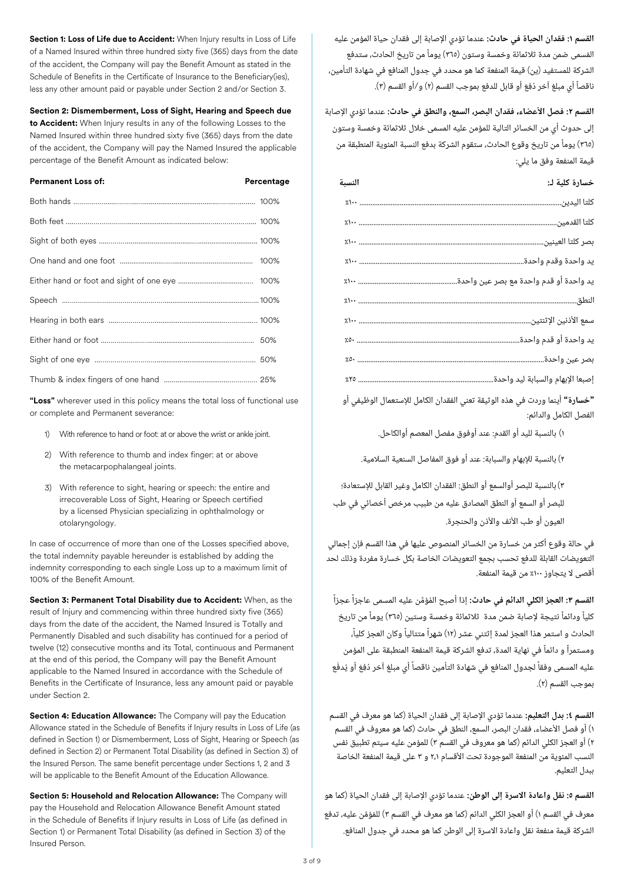**Section 1: Loss of Life due to Accident:** When Injury results in Loss of Life of a Named Insured within three hundred sixty five (365) days from the date of the accident, the Company will pay the Benefit Amount as stated in the Schedule of Benefits in the Certificate of Insurance to the Beneficiary(ies), less any other amount paid or payable under Section 2 and/or Section 3.

**Section 2: Dismemberment, Loss of Sight, Hearing and Speech due to Accident:** When Injury results in any of the following Losses to the Named Insured within three hundred sixty five (365) days from the date of the accident, the Company will pay the Named Insured the applicable percentage of the Benefit Amount as indicated below:

| Permanent Loss of: | Percentage |
|---|---|
| Both hands | 100% |
| Both feet | 100% |
| Sight of both eyes | 100% |
| One hand and one foot | 100% |
| Either hand or foot and sight of one eye | 100% |
| Speech | 100% |
| Hearing in both ears | 100% |
| Either hand or foot | 50% |
| Sight of one eye | 50% |
| Thumb & index fingers of one hand | 25% |

**"Loss"** wherever used in this policy means the total loss of functional use or complete and Permanent severance:

1) With reference to hand or foot: at or above the wrist or ankle joint.
2) With reference to thumb and index finger: at or above the metacarpophalangeal joints.
3) With reference to sight, hearing or speech: the entire and irrecoverable Loss of Sight, Hearing or Speech certified by a licensed Physician specializing in ophthalmology or otolaryngology.

In case of occurrence of more than one of the Losses specified above, the total indemnity payable hereunder is established by adding the indemnity corresponding to each single Loss up to a maximum limit of 100% of the Benefit Amount.

**Section 3: Permanent Total Disability due to Accident:** When, as the result of Injury and commencing within three hundred sixty five (365) days from the date of the accident, the Named Insured is Totally and Permanently Disabled and such disability has continued for a period of twelve (12) consecutive months and its Total, continuous and Permanent at the end of this period, the Company will pay the Benefit Amount applicable to the Named Insured in accordance with the Schedule of Benefits in the Certificate of Insurance, less any amount paid or payable under Section 2.

**Section 4: Education Allowance:** The Company will pay the Education Allowance stated in the Schedule of Benefits if Injury results in Loss of Life (as defined in Section 1) or Dismemberment, Loss of Sight, Hearing or Speech (as defined in Section 2) or Permanent Total Disability (as defined in Section 3) of the Insured Person. The same benefit percentage under Sections 1, 2 and 3 will be applicable to the Benefit Amount of the Education Allowance.

**Section 5: Household and Relocation Allowance:** The Company will pay the Household and Relocation Allowance Benefit Amount stated in the Schedule of Benefits if Injury results in Loss of Life (as defined in Section 1) or Permanent Total Disability (as defined in Section 3) of the Insured Person.

**القسم ١: فقدان الحياة في حادث:** عندما تؤدي الإصابة إلى فقدان حياة المؤمن عليه المسمى ضمن مدة ثلاثمائة وخمسة وستون (٣٦٥) يوماً من تاريخ الحادث، ستدفع الشركة للمستفيد (ين) قيمة المنفعة كما هو محدد في جدول المنافع في شهادة التأمين، ناقصاً أي مبلغ آخر دُفِعَ أو قابل للدفع بموجب القسم (٢) و/أو القسم (٣).

**القسم ٢: فصل الأعضاء، فقدان البصر، السمع، والنطق في حادث:** عندما تؤدي الإصابة إلى حدوث أي من الخسائر التالية للمؤمن عليه المسمى خلال ثلاثمائة وخمسة وستون (٣٦٥) يوماً من تاريخ وقوع الحادث، ستقوم الشركة بدفع النسبة المئوية المنطبقة من قيمة المنفعة وفق ما يلي:

| خسارة كلية لـ: | النسبة |
|---|---|
| كلتا اليدين | ١٠٠٪ |
| كلتا القدمين | ١٠٠٪ |
| بصر كلتا العينين | ١٠٠٪ |
| يد واحدة وقدم واحدة | ١٠٠٪ |
| يد واحدة أو قدم واحدة مع بصر عين واحدة | ١٠٠٪ |
| النطق | ١٠٠٪ |
| سمع الأذنين الإثنتين | ١٠٠٪ |
| يد واحدة أو قدم واحدة | ٥٠٪ |
| بصر عين واحدة | ٥٠٪ |
| إصبعا الإبهام والسبابة ليد واحدة | ٢٥٪ |

**"خسارة"** أينما وردت في هذه الوثيقة تعني الفقدان الكامل للإستعمال الوظيفي أو الفصل الكامل والدائم:

١) بالنسبة لليد أو القدم: عند أوفوق مفصل المعصم أوالكاحل.

٢) بالنسبة للإبهام والسبابة: عند أو فوق المفاصل السنعية السلامية.

٣) بالنسبة للبصر أوالسمع أو النطق: الفقدان الكامل وغير القابل للإستعادة؛ للبصر أو السمع أو النطق المصادق عليه من طبيب مرخص أخصائي في طب العيون أو طب الأنف والأذن والحنجرة.

في حالة وقوع أكثر من خسارة من الخسائر المنصوص عليها في هذا القسم فإن إجمالي التعويضات القابلة للدفع تحسب بجمع التعويضات الخاصة بكل خسارة مفردة وذلك لحد أقصى لا يتجاوز ١٠٠٪ من قيمة المنفعة.

**القسم ٣: العجز الكلي الدائم في حادث:** إذا أصبح المؤمّن عليه المسمى عاجزاً عجزاً كلياً ودائماً نتيجة لإصابة ضمن مدة ثلاثمائة وخمسة وستين (٣٦٥) يوماً من تاريخ الحادث و استمر هذا العجز لمدة إثنتي عشر (١٢) شهراً متتالياً وكان العجز كلياً، ومستمراً و دائماً في نهاية المدة، تدفع الشركة قيمة المنفعة المنطبقة على المؤمن عليه المسمى وفقاً لجدول المنافع في شهادة التأمين ناقصاً أي مبلغ آخر دُفِعَ أو يُدفَع بموجب القسم (٢).

**القسم ٤: بدل التعليم:** عندما تؤدي الإصابة إلى فقدان الحياة (كما هو معرف في القسم ١) أو فصل الأعضاء، فقدان البصر، السمع، النطق في حادث (كما هو معروف في القسم ٢) أو العجز الكلي الدائم (كما هو معروف في القسم ٣) للمؤمن عليه سيتم تطبيق نفس النسب المئوية من المنفعة الموجودة تحت الأقسام ٢،١ و ٣ على قيمة المنفعة الخاصة ببدل التعليم.

**القسم ٥: نقل واعادة الاسرة إلى الوطن:** عندما تؤدي الإصابة إلى فقدان الحياة (كما هو معرف في القسم ١) أو العجز الكلي الدائم (كما هو معرف في القسم ٣) للمؤمّن عليه، تدفع الشركة قيمة منفعة نقل واعادة الاسرة إلى الوطن كما هو محدد في جدول المنافع.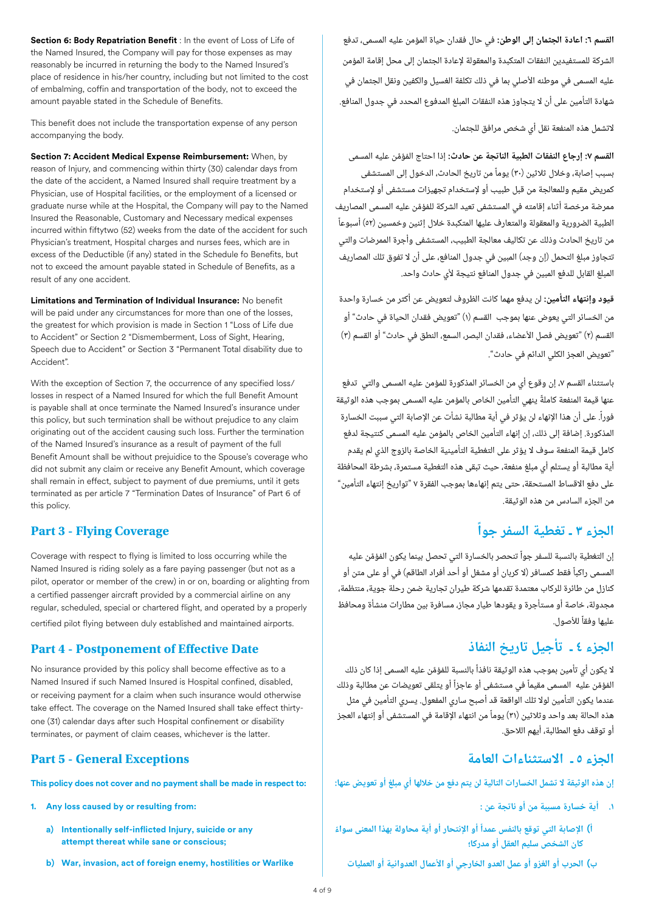**Section 6: Body Repatriation Benefit** : In the event of Loss of Life of the Named Insured, the Company will pay for those expenses as may reasonably be incurred in returning the body to the Named Insured's place of residence in his/her country, including but not limited to the cost of embalming, coffin and transportation of the body, not to exceed the amount payable stated in the Schedule of Benefits.

This benefit does not include the transportation expense of any person accompanying the body.

**Section 7: Accident Medical Expense Reimbursement:** When, by reason of Injury, and commencing within thirty (30) calendar days from the date of the accident, a Named Insured shall require treatment by a Physician, use of Hospital facilities, or the employment of a licensed or graduate nurse while at the Hospital, the Company will pay to the Named Insured the Reasonable, Customary and Necessary medical expenses incurred within fiftytwo (52) weeks from the date of the accident for such Physician's treatment, Hospital charges and nurses fees, which are in excess of the Deductible (if any) stated in the Schedule fo Benefits, but not to exceed the amount payable stated in Schedule of Benefits, as a result of any one accident.

**Limitations and Termination of Individual Insurance:** No benefit will be paid under any circumstances for more than one of the losses, the greatest for which provision is made in Section 1 "Loss of Life due to Accident" or Section 2 "Dismemberment, Loss of Sight, Hearing, Speech due to Accident" or Section 3 "Permanent Total disability due to Accident".

With the exception of Section 7, the occurrence of any specified loss/ losses in respect of a Named Insured for which the full Benefit Amount is payable shall at once terminate the Named Insured's insurance under this policy, but such termination shall be without prejudice to any claim originating out of the accident causing such loss. Further the termination of the Named Insured's insurance as a result of payment of the full Benefit Amount shall be without prejudice to the Spouse's coverage who did not submit any claim or receive any Benefit Amount, which coverage shall remain in effect, subject to payment of due premiums, until it gets terminated as per article 7 "Termination Dates of Insurance" of Part 6 of this policy.

## Part 3 - Flying Coverage

Coverage with respect to flying is limited to loss occurring while the Named Insured is riding solely as a fare paying passenger (but not as a pilot, operator or member of the crew) in or on, boarding or alighting from a certified passenger aircraft provided by a commercial airline on any regular, scheduled, special or chartered flight, and operated by a properly certified pilot flying between duly established and maintained airports.

## Part 4 - Postponement of Effective Date

No insurance provided by this policy shall become effective as to a Named Insured if such Named Insured is Hospital confined, disabled, or receiving payment for a claim when such insurance would otherwise take effect. The coverage on the Named Insured shall take effect thirty-one (31) calendar days after such Hospital confinement or disability terminates, or payment of claim ceases, whichever is the latter.

## Part 5 - General Exceptions

**This policy does not cover and no payment shall be made in respect to:**

1. **Any loss caused by or resulting from:**
   a) **Intentionally self-inflicted Injury, suicide or any attempt thereat while sane or conscious;**
   b) **War, invasion, act of foreign enemy, hostilities or Warlike**

**القسم ٦: اعادة الجثمان إلى الوطن:** في حال فقدان حياة المؤمن عليه المسمى، تدفع الشركة للمستفيدين النفقات المتكبدة والمعقولة لإعادة الجثمان إلى محل إقامة المؤمن عليه المسمى في موطنه الأصلي بما في ذلك تكلفة الغسيل والكفين ونقل الجثمان في شهادة التأمين على أن لا يتجاوز هذه النفقات المبلغ المدفوع المحدد في جدول المنافع.

لاتشمل هذه المنفعة نقل أي شخص مرافق للجثمان.

**القسم ٧: إرجاع النفقات الطبية الناتجة عن حادث:** إذا احتاج المؤمن عليه المسمى بسبب إصابة، وخلال ثلاثين (٣٠) يوماً من تاريخ الحادث، الدخول إلى المستشفى كمريض مقيم وللمعالجة من قبل طبيب أو لإستخدام تجهيزات مستشفى أو لإستخدام ممرضة مرخصة أثناء إقامته في المستشفى تعيد الشركة للمؤمن عليه المسمى المصاريف الطبية الضرورية والمعقولة والمتعارف عليها المتكبدة خلال إثنين وخمسين (٥٢) أسبوعاً من تاريخ الحادث وذلك عن تكاليف معالجة الطبيب، المستشفى وأجرة الممرضات والتي تتجاوز مبلغ التحمل (إن وجد) المبين في جدول المنافع، على أن لا تفوق تلك المصاريف المبلغ القابل للدفع المبين في جدول المنافع نتيجة لأي حادث واحد.

**قيود وإنتهاء التأمين:** لن يدفع مهما كانت الظروف لتعويض عن أكثر من خسارة واحدة من الخسائر التي يعوض عنها بموجب القسم (١) "تعويض فقدان الحياة في حادث" أو القسم (٢) "تعويض فصل الأعضاء، فقدان البصر، السمع، النطق في حادث" أو القسم (٣) "تعويض العجز الكلي الدائم في حادث".

باستثناء القسم ٧، إن وقوع أي من الخسائر المذكورة للمؤمن عليه المسمى والتي تدفع عنها قيمة المنفعة كاملةً ينهي التأمين الخاص بالمؤمن عليه المسمى بموجب هذه الوثيقة فوراً. على أن هذا الإنهاء لن يؤثر في أية مطالبة نشأت عن الإصابة التي سببت الخسارة المذكورة. إضافة إلى ذلك، إن إنهاء التأمين الخاص بالمؤمن عليه المسمى كنتيجة لدفع كامل قيمة المنفعة سوف لا يؤثر على التغطية التأمينية الخاصة بالزوج الذي لم يقدم أية مطالبة أو يستلم أي مبلغ منفعة، حيث تبقى هذه التغطية مستمرة، بشرطة المحافظة على دفع الاقساط المستحقة، حتى يتم إنهاءها بموجب الفقرة ٧ "تواريخ إنتهاء التأمين" من الجزء السادس من هذه الوثيقة.

## الجزء ٣ ـ تغطية السفر جواً

إن التغطية بالنسبة للسفر جواً تنحصر بالخسارة التي تحصل بينما يكون المؤمن عليه المسمى راكباً فقط كمسافر (لا كربان أو مشغل أو أحد أفراد الطاقم) في أو على متن أو كنازل من طائرة للركاب معتمدة تقدمها شركة طيران تجارية ضمن رحلة جوية، منتظمة، مجدولة، خاصة أو مستأجرة و يقودها طيار مجاز، مسافرة بين مطارات منشأة ومحافظ عليها وفقاً للأصول.

## الجزء ٤ ـ تأجيل تاريخ النفاذ

لا يكون أي تأمين بموجب هذه الوثيقة نافذاً بالنسبة للمؤمن عليه المسمى إذا كان ذلك المؤمن عليه المسمى مقيماً في مستشفى أو عاجزاً أو يتلقى تعويضات عن مطالبة وذلك عندما يكون التأمين لولا تلك الواقعة قد أصبح ساري المفعول. يسري التأمين في مثل هذه الحالة بعد واحد وثلاثين (٣١) يوماً من انتهاء الإقامة في المستشفى أو إنتهاء العجز أو توقف دفع المطالبة، أيهم اللاحق.

## الجزء ٥ ـ الاستثناءات العامة

**إن هذه الوثيقة لا تشمل الخسارات التالية لن يتم دفع من خلالها أي مبلغ أو تعويض عنها:**

١. **أية خسارة مسببة من أو ناتجة عن :**
   أ) **الإصابة التي توقع بالنفس عمداً أو الإنتحار أو أية محاولة بهذا المعنى سواء كان الشخص سليم العقل أو مدركا؛**
   ب) **الحرب أو الغزو أو عمل العدو الخارجي أو الأعمال العدوانية أو العمليات**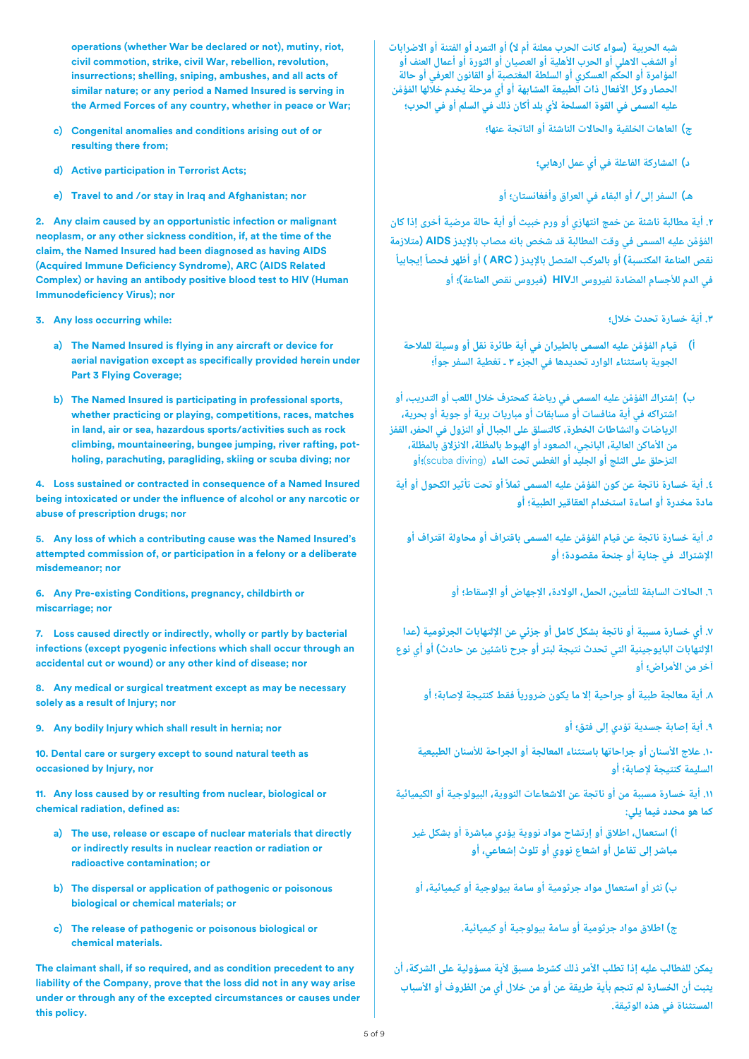operations (whether War be declared or not), mutiny, riot, civil commotion, strike, civil War, rebellion, revolution, insurrections; shelling, sniping, ambushes, and all acts of similar nature; or any period a Named Insured is serving in the Armed Forces of any country, whether in peace or War;

c) Congenital anomalies and conditions arising out of or resulting there from;

d) Active participation in Terrorist Acts;

e) Travel to and /or stay in Iraq and Afghanistan; nor

2. Any claim caused by an opportunistic infection or malignant neoplasm, or any other sickness condition, if, at the time of the claim, the Named Insured had been diagnosed as having AIDS (Acquired Immune Deficiency Syndrome), ARC (AIDS Related Complex) or having an antibody positive blood test to HIV (Human Immunodeficiency Virus); nor

3. Any loss occurring while:

a) The Named Insured is flying in any aircraft or device for aerial navigation except as specifically provided herein under Part 3 Flying Coverage;

b) The Named Insured is participating in professional sports, whether practicing or playing, competitions, races, matches in land, air or sea, hazardous sports/activities such as rock climbing, mountaineering, bungee jumping, river rafting, pot-holing, parachuting, paragliding, skiing or scuba diving; nor

4. Loss sustained or contracted in consequence of a Named Insured being intoxicated or under the influence of alcohol or any narcotic or abuse of prescription drugs; nor

5. Any loss of which a contributing cause was the Named Insured's attempted commission of, or participation in a felony or a deliberate misdemeanor; nor

6. Any Pre-existing Conditions, pregnancy, childbirth or miscarriage; nor

7. Loss caused directly or indirectly, wholly or partly by bacterial infections (except pyogenic infections which shall occur through an accidental cut or wound) or any other kind of disease; nor

8. Any medical or surgical treatment except as may be necessary solely as a result of Injury; nor

9. Any bodily Injury which shall result in hernia; nor

10. Dental care or surgery except to sound natural teeth as occasioned by Injury, nor

11. Any loss caused by or resulting from nuclear, biological or chemical radiation, defined as:

a) The use, release or escape of nuclear materials that directly or indirectly results in nuclear reaction or radiation or radioactive contamination; or

b) The dispersal or application of pathogenic or poisonous biological or chemical materials; or

c) The release of pathogenic or poisonous biological or chemical materials.

The claimant shall, if so required, and as condition precedent to any liability of the Company, prove that the loss did not in any way arise under or through any of the excepted circumstances or causes under this policy.

شبه الحربية (سواء كانت الحرب معلنة أم لا) أو التمرد أو الفتنة أو الاضرابات أو الشغب الاهلي أو الحرب الأهلية أو العصيان أو الثورة أو أعمال العنف أو المؤامرة أو الحكم العسكري أو السلطة المغتصبة أو القانون العرفي أو حالة الحصار وكل الأفعال ذات الطبيعة المشابهة أو أي مرحلة يخدم خلالها المؤمَّن عليه المسمى في القوة المسلحة لأي بلد أكان ذلك في السلم أو في الحرب؛

ج) العاهات الخلقية والحالات الناشئة أو الناتجة عنها؛

د) المشاركة الفاعلة في أي عمل ارهابي؛

هـ) السفر إلى/ أو البقاء في العراق وأفغانستان؛ أو

٢. أية مطالبة ناشئة عن خمج انتهازي أو ورم خبيث أو أية حالة مرضية أخرى إذا كان المؤمَّن عليه المسمى في وقت المطالبة قد شخص بانه مصاب بالإيدز AIDS (متلازمة نقص المناعة المكتسبة) أو بالمركب المتصل بالإيدز ( ARC ) أو أظهر فحصاً إيجابياً في الدم للأجسام المضادة لفيروس الـHIV (فيروس نقص المناعة)؛ أو

٣. أية خسارة تحدث خلال؛

أ) قيام المؤمَّن عليه المسمى بالطيران في أية طائرة نقل أو وسيلة للملاحة الجوية باستثناء الوارد تحديدها في الجزء ٣ ـ تغطية السفر جواً؛

ب) إشتراك المؤمَّن عليه المسمى في رياضة كمحترف خلال اللعب أو التدريب، أو اشتراكه في أية منافسات أو مسابقات أو مباريات برية أو جوية أو بحرية، الرياضات والنشاطات الخطرة، كالتسلق على الجبال أو النزول في الحفر، القفز من الأماكن العالية، البانجي، الصعود أو الهبوط بالمظلة، الانزلاق بالمظلة، التزحلق على الثلج أو الجليد أو الغطس تحت الماء (scuba diving)؛أو

٤. أية خسارة ناتجة عن كون المؤمَّن عليه المسمى ثملاً أو تحت تأثير الكحول أو أية مادة مخدرة أو اساءة استخدام العقاقير الطبية؛ أو

٥. أية خسارة ناتجة عن قيام المؤمَّن عليه المسمى باقتراف أو محاولة اقتراف أو الإشتراك في جناية أو جنحة مقصودة؛ أو

٦. الحالات السابقة للتأمين، الحمل، الولادة، الإجهاض أو الإسقاط؛ أو

٧. أي خسارة مسببة أو ناتجة بشكل كامل أو جزئي عن الإلتهابات الجرثومية (عدا الإلتهابات البايوجينية التي تحدث نتيجة لبتر أو جرح ناشئين عن حادث) أو أي نوع آخر من الأمراض؛ أو

٨. أية معالجة طبية أو جراحية إلا ما يكون ضرورياً فقط كنتيجة لإصابة؛ أو

٩. أية إصابة جسدية تؤدي إلى فتق؛ أو

١٠. علاج الأسنان أو جراحاتها باستثناء المعالجة أو الجراحة للأسنان الطبيعية السليمة كنتيجة لإصابة؛ أو

١١. أية خسارة مسببة من أو ناتجة عن الاشعاعات النووية، البيولوجية أو الكيميائية كما هو محدد فيما يلي:

أ) استعمال، اطلاق أو إرتشاح مواد نووية يؤدي مباشرة أو بشكل غير مباشر إلى تفاعل أو اشعاع نووي أو تلوث إشعاعي، أو

ب) نثر أو استعمال مواد جرثومية أو سامة بيولوجية أو كيميائية، أو

ج) اطلاق مواد جرثومية أو سامة بيولوجية أو كيميائية.

يمكن للمطالب عليه إذا تطلب الأمر ذلك كشرط مسبق لأية مسؤولية على الشركة، أن يثبت أن الخسارة لم تنجم بأية طريقة عن أو من خلال أي من الظروف أو الأسباب المستثناة في هذه الوثيقة.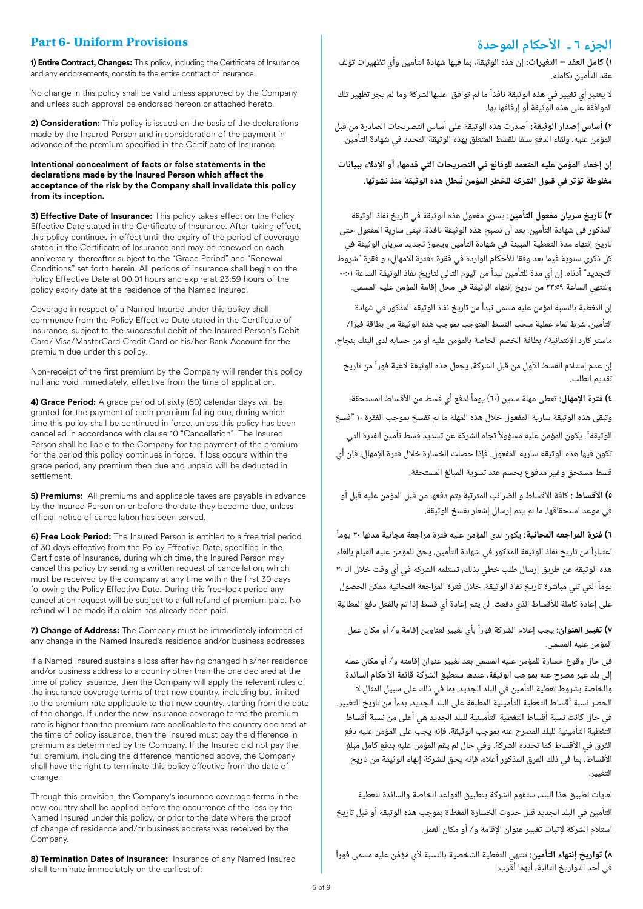## Part 6- Uniform Provisions

**1) Entire Contract, Changes:** This policy, including the Certificate of Insurance and any endorsements, constitute the entire contract of insurance.

No change in this policy shall be valid unless approved by the Company and unless such approval be endorsed hereon or attached hereto.

**2) Consideration:** This policy is issued on the basis of the declarations made by the Insured Person and in consideration of the payment in advance of the premium specified in the Certificate of Insurance.

**Intentional concealment of facts or false statements in the declarations made by the Insured Person which affect the acceptance of the risk by the Company shall invalidate this policy from its inception.**

**3) Effective Date of Insurance:** This policy takes effect on the Policy Effective Date stated in the Certificate of Insurance. After taking effect, this policy continues in effect until the expiry of the period of coverage stated in the Certificate of Insurance and may be renewed on each anniversary thereafter subject to the "Grace Period" and "Renewal Conditions" set forth herein. All periods of insurance shall begin on the Policy Effective Date at 00:01 hours and expire at 23:59 hours of the policy expiry date at the residence of the Named Insured.

Coverage in respect of a Named Insured under this policy shall commence from the Policy Effective Date stated in the Certificate of Insurance, subject to the successful debit of the Insured Person's Debit Card/ Visa/MasterCard Credit Card or his/her Bank Account for the premium due under this policy.

Non-receipt of the first premium by the Company will render this policy null and void immediately, effective from the time of application.

**4) Grace Period:** A grace period of sixty (60) calendar days will be granted for the payment of each premium falling due, during which time this policy shall be continued in force, unless this policy has been cancelled in accordance with clause 10 "Cancellation". The Insured Person shall be liable to the Company for the payment of the premium for the period this policy continues in force. If loss occurs within the grace period, any premium then due and unpaid will be deducted in settlement.

**5) Premiums:** All premiums and applicable taxes are payable in advance by the Insured Person on or before the date they become due, unless official notice of cancellation has been served.

**6) Free Look Period:** The Insured Person is entitled to a free trial period of 30 days effective from the Policy Effective Date, specified in the Certificate of Insurance, during which time, the Insured Person may cancel this policy by sending a written request of cancellation, which must be received by the company at any time within the first 30 days following the Policy Effective Date. During this free-look period any cancellation request will be subject to a full refund of premium paid. No refund will be made if a claim has already been paid.

**7) Change of Address:** The Company must be immediately informed of any change in the Named Insured's residence and/or business addresses.

If a Named Insured sustains a loss after having changed his/her residence and/or business address to a country other than the one declared at the time of policy issuance, then the Company will apply the relevant rules of the insurance coverage terms of that new country, including but limited to the premium rate applicable to that new country, starting from the date of the change. If under the new insurance coverage terms the premium rate is higher than the premium rate applicable to the country declared at the time of policy issuance, then the Insured must pay the difference in premium as determined by the Company. If the Insured did not pay the full premium, including the difference mentioned above, the Company shall have the right to terminate this policy effective from the date of change.

Through this provision, the Company's insurance coverage terms in the new country shall be applied before the occurrence of the loss by the Named Insured under this policy, or prior to the date where the proof of change of residence and/or business address was received by the Company.

**8) Termination Dates of Insurance:** Insurance of any Named Insured shall terminate immediately on the earliest of:

## الجزء ٦ ـ الأحكام الموحدة

**١) كامل العقد – التغيرات:** إن هذه الوثيقة، بما فيها شهادة التأمين وأي تظهيرات تؤلف عقد التأمين بكامله.

لا يعتبر أي تغيير في هذه الوثيقة نافذاً ما لم توافق عليهاالشركة وما لم يجر تظهير تلك الموافقة على هذه الوثيقة أو إرفاقها بها.

**٢) أساس إصدار الوثيقة:** أصدرت هذه الوثيقة على أساس التصريحات الصادرة من قبل المؤمن عليه، ولقاء الدفع سلفا للقسط المتعلق بهذه الوثيقة المحدد في شهادة التأمين.

**إن إخفاء المؤمن عليه المتعمد للوقائع في التصريحات التي قدمها، أو الإدلاء ببيانات مغلوطة تؤثر في قبول الشركة للخطر المؤمن تُبطل هذه الوثيقة منذ نشوئها.**

**٣) تاريخ سريان مفعول التأمين:** يسري مفعول هذه الوثيقة في تاريخ نفاذ الوثيقة المذكور في شهادة التأمين. بعد أن تصبح هذه الوثيقة نافذة، تبقى سارية المفعول حتى تاريخ إنتهاء مدة التغطية المبينة في شهادة التأمين ويجوز تجديد سريان الوثيقة في كل ذكرى سنوية فيما بعد وفقا للأحكام الواردة في فقرة «فترة الامهال» و فقرة "شروط التجديد" أدناه. إن أي مدة للتأمين تبدأ من اليوم التالي لتاريخ نفاذ الوثيقة الساعة ٠٠:٠١ وتنتهي الساعة ٢٣:٥٩ من تاريخ إنتهاء الوثيقة في محل إقامة المؤمن عليه المسمى.

إن التغطية بالنسبة لمؤمن عليه مسمى تبدأ من تاريخ نفاذ الوثيقة المذكور في شهادة التأمين، شرط تمام عملية سحب القسط المتوجب بموجب هذه الوثيقة من بطاقة فيزا/ ماستر كارد الإئتمانية/ بطاقة الخصم الخاصة بالمؤمن عليه أو من حسابه لدى البنك بنجاح.

إن عدم إستلام القسط الأول من قبل الشركة، يجعل هذه الوثيقة لاغية فوراً من تاريخ تقديم الطلب.

**٤) فترة الإمهال:** تعطى مهلة ستين (٦٠) يوماً لدفع أي قسط من الاقساط المستحقة، وتبقى هذه الوثيقة سارية المفعول خلال هذه المهلة ما لم تفسخ بموجب الفقرة ١٠ "فسخ الوثيقة". يكون المؤمن عليه مسؤولاً تجاه الشركة عن تسديد قسط تأمين الفترة التي تكون فيها هذه الوثيقة سارية المفعول. فإذا حصلت الخسارة خلال فترة الإمهال، فإن أي قسط مستحق وغير مدفوع يحسم عند تسوية المبالغ المستحقة.

**٥) الأقساط :** كافة الأقساط و الضرائب المترتبة يتم دفعها من قبل المؤمن عليه قبل أو في موعد استحقاقها، ما لم يتم إرسال إشعار بفسخ الوثيقة.

**٦) فترة المراجعه المجانية:** يكون لدى المؤمن عليه فترة مراجعة مجانية مدتها ٣٠ يوماً اعتباراً من تاريخ نفاذ الوثيقة المذكور في شهادة التأمين، يحق للمؤمن عليه القيام بإلغاء هذه الوثيقة عن طريق إرسال طلب خطي بذلك، تستلمه الشركة في أي وقت خلال الـ ٣٠ يوماً التي تلي مباشرة تاريخ نفاذ الوثيقة. خلال فترة المراجعة المجانية ممكن الحصول على إعادة كاملة للأقساط الذي دفعت. لن يتم إعادة أي قسط إذا تم بالفعل دفع المطالبة.

**٧) تغيير العنوان:** يجب إعلام الشركة فوراً بأي تغيير لعناوين إقامة و/ أو مكان عمل المؤمن عليه المسمى.

في حال وقوع خسارة للمؤمن عليه المسمى بعد تغيير عنوان إقامته و/ أو مكان عمله إلى بلد غير مصرح عنه بموجب الوثيقة، عندها ستطبق الشركة قائمة الأحكام السائدة والخاصة بشروط تغطية التأمين في البلد الجديد، بما في ذلك على سبيل المثال لا الحصر نسبة أقساط التغطية التأمينية المطبقة على البلد الجديد، بدءاً من تاريخ التغيير. في حال كانت نسبة أقساط التغطية التأمينية للبلد الجديد هي أعلى من نسبة أقساط التغطية التأمينية للبلد المصرح عنه بموجب الوثيقة، فإنه يجب على المؤمن عليه دفع الفرق في الأقساط كما تحدده الشركة. وفي حال لم يقم المؤمن عليه بدفع كامل مبلغ الأقساط، بما في ذلك الفرق المذكور أعلاه، فإنه يحق للشركة إنهاء الوثيقة من تاريخ التغيير.

لغايات تطبيق هذا البند، ستقوم الشركة بتطبيق القواعد الخاصة والسائدة لتغطية التأمين في البلد الجديد قبل حدوث الخسارة المغطاة بموجب هذه الوثيقة أو قبل تاريخ استلام الشركة لإثبات تغيير عنوان الإقامة و/ أو مكان العمل.

**٨) تواريخ إنتهاء التأمين:** تنتهي التغطية الشخصية بالنسبة لأي مُؤمَن عليه مسمى فوراً في أحد التواريخ التالية، أيهما أقرب: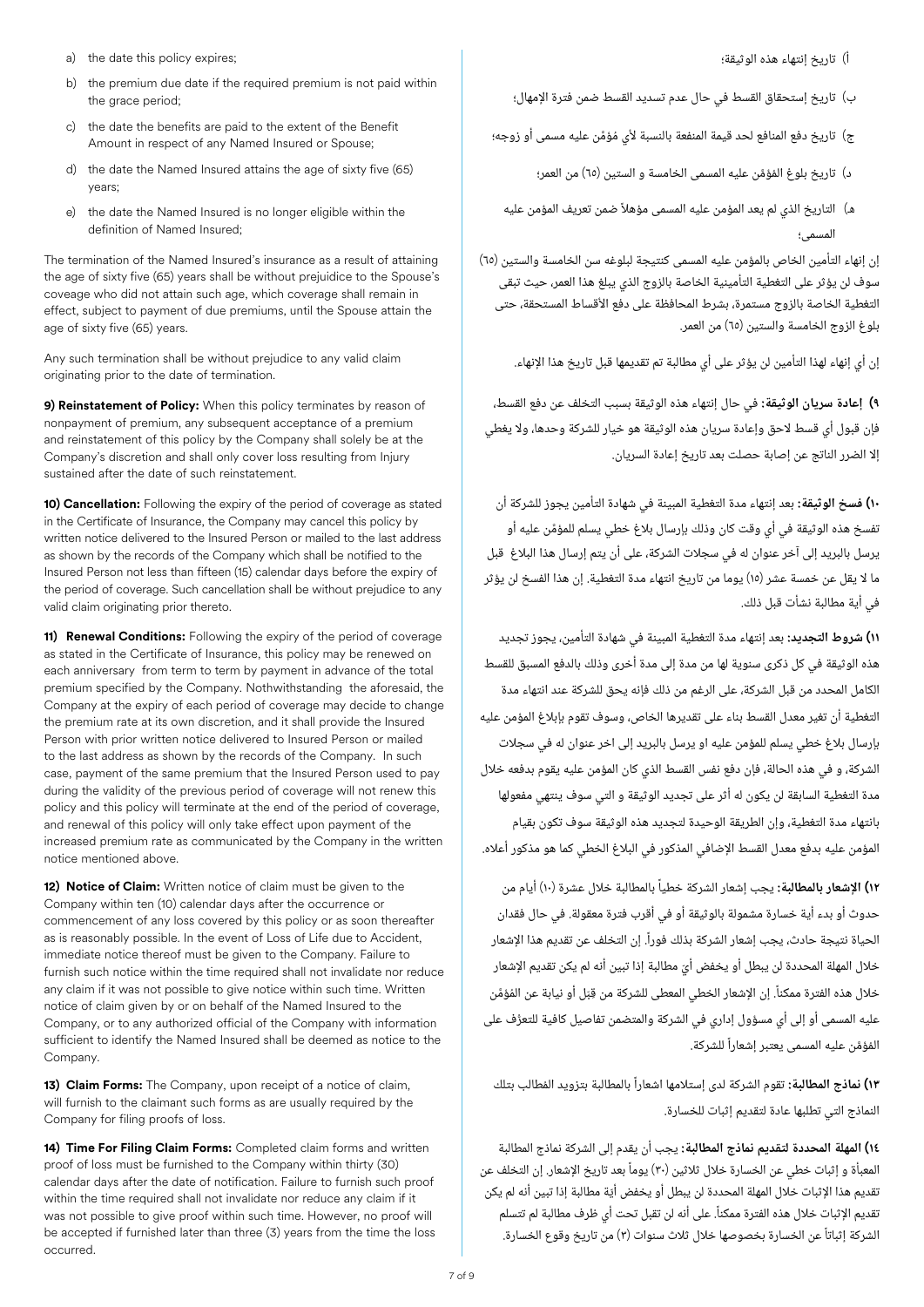a) the date this policy expires;

b) the premium due date if the required premium is not paid within the grace period;

c) the date the benefits are paid to the extent of the Benefit Amount in respect of any Named Insured or Spouse;

d) the date the Named Insured attains the age of sixty five (65) years;

e) the date the Named Insured is no longer eligible within the definition of Named Insured;

The termination of the Named Insured's insurance as a result of attaining the age of sixty five (65) years shall be without prejuidice to the Spouse's coveage who did not attain such age, which coverage shall remain in effect, subject to payment of due premiums, until the Spouse attain the age of sixty five (65) years.

Any such termination shall be without prejudice to any valid claim originating prior to the date of termination.

**9) Reinstatement of Policy:** When this policy terminates by reason of nonpayment of premium, any subsequent acceptance of a premium and reinstatement of this policy by the Company shall solely be at the Company's discretion and shall only cover loss resulting from Injury sustained after the date of such reinstatement.

**10) Cancellation:** Following the expiry of the period of coverage as stated in the Certificate of Insurance, the Company may cancel this policy by written notice delivered to the Insured Person or mailed to the last address as shown by the records of the Company which shall be notified to the Insured Person not less than fifteen (15) calendar days before the expiry of the period of coverage. Such cancellation shall be without prejudice to any valid claim originating prior thereto.

**11) Renewal Conditions:** Following the expiry of the period of coverage as stated in the Certificate of Insurance, this policy may be renewed on each anniversary from term to term by payment in advance of the total premium specified by the Company. Nothwithstanding the aforesaid, the Company at the expiry of each period of coverage may decide to change the premium rate at its own discretion, and it shall provide the Insured Person with prior written notice delivered to Insured Person or mailed to the last address as shown by the records of the Company. In such case, payment of the same premium that the Insured Person used to pay during the validity of the previous period of coverage will not renew this policy and this policy will terminate at the end of the period of coverage, and renewal of this policy will only take effect upon payment of the increased premium rate as communicated by the Company in the written notice mentioned above.

**12) Notice of Claim:** Written notice of claim must be given to the Company within ten (10) calendar days after the occurrence or commencement of any loss covered by this policy or as soon thereafter as is reasonably possible. In the event of Loss of Life due to Accident, immediate notice thereof must be given to the Company. Failure to furnish such notice within the time required shall not invalidate nor reduce any claim if it was not possible to give notice within such time. Written notice of claim given by or on behalf of the Named Insured to the Company, or to any authorized official of the Company with information sufficient to identify the Named Insured shall be deemed as notice to the Company.

**13) Claim Forms:** The Company, upon receipt of a notice of claim, will furnish to the claimant such forms as are usually required by the Company for filing proofs of loss.

**14) Time For Filing Claim Forms:** Completed claim forms and written proof of loss must be furnished to the Company within thirty (30) calendar days after the date of notification. Failure to furnish such proof within the time required shall not invalidate nor reduce any claim if it was not possible to give proof within such time. However, no proof will be accepted if furnished later than three (3) years from the time the loss occurred.

أ) تاريخ إنتهاء هذه الوثيقة؛

ب) تاريخ إستحقاق القسط في حال عدم تسديد القسط ضمن فترة الإمهال؛

ج) تاريخ دفع المنافع لحد قيمة المنفعة بالنسبة لأي مُؤمّن عليه مسمى أو زوجه؛

د) تاريخ بلوغ المُؤمّن عليه المسمى الخامسة و الستين (٦٥) من العمر؛

هـ) التاريخ الذي لم يعد المؤمن عليه المسمى مؤهلاً ضمن تعريف المؤمن عليه المسمى؛

إن إنهاء التأمين الخاص بالمؤمن عليه المسمى كنتيجة لبلوغه سن الخامسة والستين (٦٥) سوف لن يؤثر على التغطية التأمينية الخاصة بالزوج الذي يبلغ هذا العمر، حيث تبقى التغطية الخاصة بالزوج مستمرة، بشرط المحافظة على دفع الأقساط المستحقة، حتى بلوغ الزوج الخامسة والستين (٦٥) من العمر.

إن أي إنهاء لهذا التأمين لن يؤثر على أي مطالبة تم تقديمها قبل تاريخ هذا الإنهاء.

**٩) إعادة سريان الوثيقة:** في حال إنتهاء هذه الوثيقة بسبب التخلف عن دفع القسط، فإن قبول أي قسط لاحق وإعادة سريان هذه الوثيقة هو خيار للشركة وحدها، ولا يغطي إلا الضرر الناتج عن إصابة حصلت بعد تاريخ إعادة السريان.

**١٠) فسخ الوثيقة:** بعد إنتهاء مدة التغطية المبينة في شهادة التأمين يجوز للشركة أن تفسخ هذه الوثيقة في أي وقت كان وذلك بإرسال بلاغ خطي يسلم للمؤمن عليه أو يرسل بالبريد إلى آخر عنوان له في سجلات الشركة، على أن يتم إرسال هذا البلاغ قبل ما لا يقل عن خمسة عشر (١٥) يوما من تاريخ انتهاء مدة التغطية. إن هذا الفسخ لن يؤثر في أية مطالبة نشأت قبل ذلك.

**١١) شروط التجديد:** بعد إنتهاء مدة التغطية المبينة في شهادة التأمين، يجوز تجديد هذه الوثيقة في كل ذكرى سنوية لها من مدة إلى مدة أخرى وذلك بالدفع المسبق للقسط الكامل المحدد من قبل الشركة، على الرغم من ذلك فإنه يحق للشركة عند انتهاء مدة التغطية أن تغير معدل القسط بناء على تقديرها الخاص، وسوف تقوم بإبلاغ المؤمن عليه بإرسال بلاغ خطي يسلم للمؤمن عليه او يرسل بالبريد إلى اخر عنوان له في سجلات الشركة، و في هذه الحالة، فإن دفع نفس القسط الذي كان المؤمن عليه يقوم بدفعه خلال مدة التغطية السابقة لن يكون له أثر على تجديد الوثيقة و التي سوف ينتهي مفعولها بانتهاء مدة التغطية، وإن الطريقة الوحيدة لتجديد هذه الوثيقة سوف تكون بقيام المؤمن عليه بدفع معدل القسط الإضافي المذكور في البلاغ الخطي كما هو مذكور أعلاه.

**١٢) الإشعار بالمطالبة:** يجب إشعار الشركة خطياً بالمطالبة خلال عشرة (١٠) أيام من حدوث أو بدء أية خسارة مشمولة بالوثيقة أو في أقرب فترة معقولة. في حال فقدان الحياة نتيجة حادث، يجب إشعار الشركة بذلك فوراً. إن التخلف عن تقديم هذا الإشعار خلال المهلة المحددة لن يبطل أو يخفض أي مطالبة إذا تبين أنه لم يكن تقديم الإشعار خلال هذه الفترة ممكناً. إن الإشعار الخطي المعطى للشركة من قبل أو نيابة عن المؤمّن عليه المسمى أو إلى أي مسؤول إداري في الشركة والمتضمن تفاصيل كافية للتعرّف على المؤمّن عليه المسمى يعتبر إشعاراً للشركة.

**١٣) نماذج المطالبة:** تقوم الشركة لدى إستلامها اشعاراً بالمطالبة بتزويد المطالب بتلك النماذج التي تطلبها عادة لتقديم إثبات للخسارة.

**١٤) المهلة المحددة لتقديم نماذج المطالبة:** يجب أن يقدم إلى الشركة نماذج المطالبة المعبأة و إثبات خطي عن الخسارة خلال ثلاثين (٣٠) يوماً بعد تاريخ الإشعار. إن التخلف عن تقديم هذا الإثبات خلال المهلة المحددة لن يبطل أو يخفض أية مطالبة إذا تبين أنه لم يكن تقديم الإثبات خلال هذه الفترة ممكناً. على أنه لن تقبل تحت أي ظرف مطالبة لم تتسلم الشركة إثباتاً عن الخسارة بخصوصها خلال ثلاث سنوات (٣) من تاريخ وقوع الخسارة.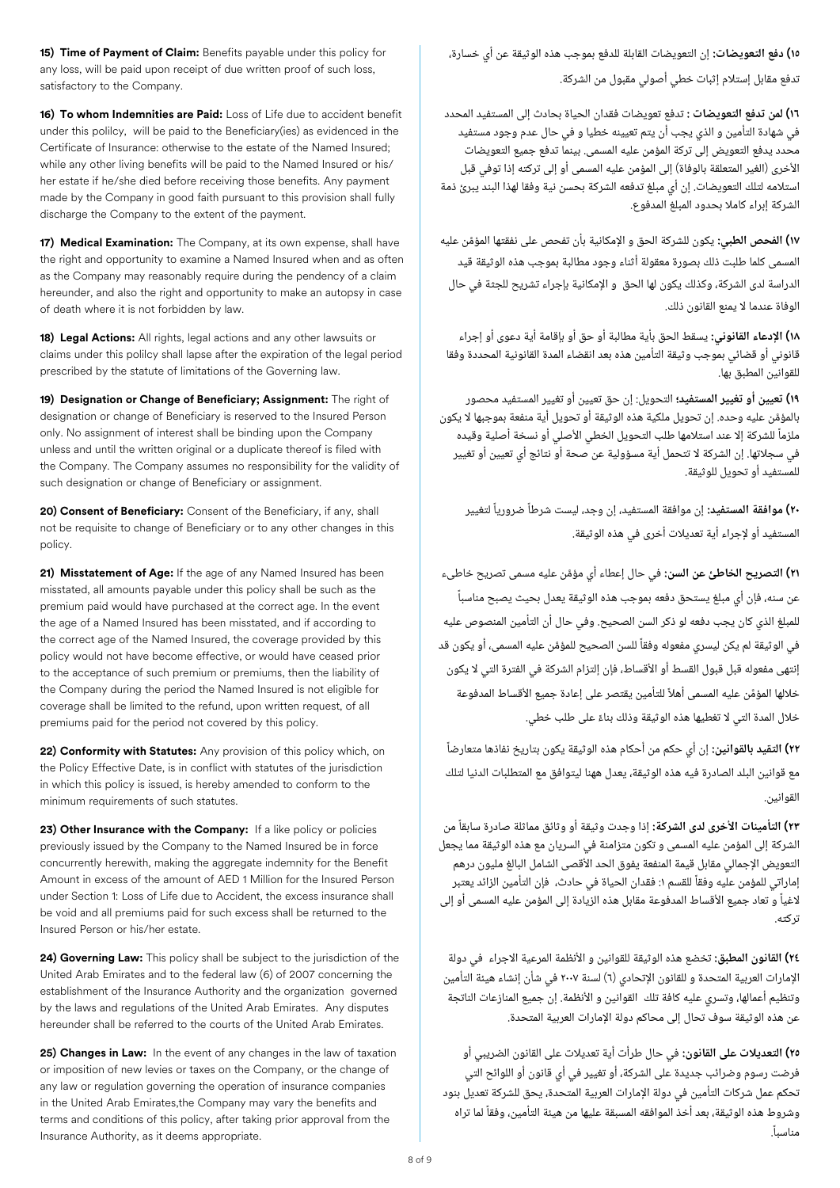**15) Time of Payment of Claim:** Benefits payable under this policy for any loss, will be paid upon receipt of due written proof of such loss, satisfactory to the Company.

**16) To whom Indemnities are Paid:** Loss of Life due to accident benefit under this polilcy, will be paid to the Beneficiary(ies) as evidenced in the Certificate of Insurance: otherwise to the estate of the Named Insured; while any other living benefits will be paid to the Named Insured or his/her estate if he/she died before receiving those benefits. Any payment made by the Company in good faith pursuant to this provision shall fully discharge the Company to the extent of the payment.

**17) Medical Examination:** The Company, at its own expense, shall have the right and opportunity to examine a Named Insured when and as often as the Company may reasonably require during the pendency of a claim hereunder, and also the right and opportunity to make an autopsy in case of death where it is not forbidden by law.

**18) Legal Actions:** All rights, legal actions and any other lawsuits or claims under this polilcy shall lapse after the expiration of the legal period prescribed by the statute of limitations of the Governing law.

**19) Designation or Change of Beneficiary; Assignment:** The right of designation or change of Beneficiary is reserved to the Insured Person only. No assignment of interest shall be binding upon the Company unless and until the written original or a duplicate thereof is filed with the Company. The Company assumes no responsibility for the validity of such designation or change of Beneficiary or assignment.

**20) Consent of Beneficiary:** Consent of the Beneficiary, if any, shall not be requisite to change of Beneficiary or to any other changes in this policy.

**21) Misstatement of Age:** If the age of any Named Insured has been misstated, all amounts payable under this policy shall be such as the premium paid would have purchased at the correct age. In the event the age of a Named Insured has been misstated, and if according to the correct age of the Named Insured, the coverage provided by this policy would not have become effective, or would have ceased prior to the acceptance of such premium or premiums, then the liability of the Company during the period the Named Insured is not eligible for coverage shall be limited to the refund, upon written request, of all premiums paid for the period not covered by this policy.

**22) Conformity with Statutes:** Any provision of this policy which, on the Policy Effective Date, is in conflict with statutes of the jurisdiction in which this policy is issued, is hereby amended to conform to the minimum requirements of such statutes.

**23) Other Insurance with the Company:** If a like policy or policies previously issued by the Company to the Named Insured be in force concurrently herewith, making the aggregate indemnity for the Benefit Amount in excess of the amount of AED 1 Million for the Insured Person under Section 1: Loss of Life due to Accident, the excess insurance shall be void and all premiums paid for such excess shall be returned to the Insured Person or his/her estate.

**24) Governing Law:** This policy shall be subject to the jurisdiction of the United Arab Emirates and to the federal law (6) of 2007 concerning the establishment of the Insurance Authority and the organization governed by the laws and regulations of the United Arab Emirates. Any disputes hereunder shall be referred to the courts of the United Arab Emirates.

**25) Changes in Law:** In the event of any changes in the law of taxation or imposition of new levies or taxes on the Company, or the change of any law or regulation governing the operation of insurance companies in the United Arab Emirates,the Company may vary the benefits and terms and conditions of this policy, after taking prior approval from the Insurance Authority, as it deems appropriate.

**١٥) دفع التعويضات:** إن التعويضات القابلة للدفع بموجب هذه الوثيقة عن أي خسارة، تدفع مقابل إستلام إثبات خطي أصولي مقبول من الشركة.

**١٦) لمن تدفع التعويضات :** تدفع تعويضات فقدان الحياة بحادث إلى المستفيد المحدد في شهادة التأمين و الذي يجب أن يتم تعيينه خطيا و في حال عدم وجود مستفيد محدد يدفع التعويض إلى تركة المؤمن عليه المسمى. بينما تدفع جميع التعويضات الأخرى (الغير المتعلقة بالوفاة) إلى المؤمن عليه المسمى أو إلى تركته إذا توفي قبل استلامه لتلك التعويضات. إن أي مبلغ تدفعه الشركة بحسن نية وفقا لهذا البند يبرئ ذمة الشركة إبراء كاملا بحدود المبلغ المدفوع.

**١٧) الفحص الطبي:** يكون للشركة الحق و الإمكانية بأن تفحص على نفقتها المؤمّن عليه المسمى كلما طلبت ذلك بصورة معقولة أثناء وجود مطالبة بموجب هذه الوثيقة قيد الدراسة لدى الشركة، وكذلك يكون لها الحق و الإمكانية بإجراء تشريح للجثة في حال الوفاة عندما لا يمنع القانون ذلك.

**١٨) الإدعاء القانوني:** يسقط الحق بأية مطالبة أو حق أو بإقامة أية دعوى أو إجراء قانوني أو قضائي بموجب وثيقة التأمين هذه بعد انقضاء المدة القانونية المحددة وفقا للقوانين المطبق بها.

**١٩) تعيين أو تغيير المستفيد؛** التحويل: إن حق تعيين أو تغيير المستفيد محصور بالمؤمّن عليه وحده. إن تحويل ملكية هذه الوثيقة أو تحويل أية منفعة بموجبها لا يكون ملزماً للشركة إلا عند استلامها طلب التحويل الخطي الأصلي أو نسخة أصلية وقيده في سجلاتها. إن الشركة لا تتحمل أية مسؤولية عن صحة أو نتائج أي تعيين أو تغيير للمستفيد أو تحويل للوثيقة.

**٢٠) موافقة المستفيد:** إن موافقة المستفيد، إن وجد، ليست شرطاً ضرورياً لتغيير المستفيد أو لإجراء أية تعديلات أخرى في هذه الوثيقة.

**٢١) التصريح الخاطئ عن السن:** في حال إعطاء أي مؤمّن عليه مسمى تصريح خاطيء عن سنه، فإن أي مبلغ يستحق دفعه بموجب هذه الوثيقة يعدل بحيث يصبح مناسباً للمبلغ الذي كان يجب دفعه لو ذكر السن الصحيح. وفي حال أن التأمين المنصوص عليه في الوثيقة لم يكن ليسري مفعوله وفقاً للسن الصحيح للمؤمّن عليه المسمى، أو يكون قد إنتهى مفعوله قبل قبول القسط أو الأقساط، فإن إلتزام الشركة في الفترة التي لا يكون خلالها المؤمّن عليه المسمى أهلاً للتأمين يقتصر على إعادة جميع الأقساط المدفوعة خلال المدة التي لا تغطيها هذه الوثيقة وذلك بناء على طلب خطي.

**٢٢) التقيد بالقوانين:** إن أي حكم من أحكام هذه الوثيقة يكون بتاريخ نفاذها متعارضاً مع قوانين البلد الصادرة فيه هذه الوثيقة، يعدل ههنا ليتوافق مع المتطلبات الدنيا لتلك القوانين.

**٢٣) التأمينات الأخرى لدى الشركة:** إذا وجدت وثيقة أو وثائق مماثلة صادرة سابقاً من الشركة إلى المؤمن عليه المسمى و تكون متزامنة في السريان مع هذه الوثيقة مما يجعل التعويض الإجمالي مقابل قيمة المنفعة يفوق الحد الأقصى الشامل البالغ مليون درهم إماراتي للمؤمن عليه وفقاً للقسم ١: فقدان الحياة في حادث، فإن التأمين الزائد يعتبر لاغياً و تعاد جميع الأقساط المدفوعة مقابل هذه الزيادة إلى المؤمن عليه المسمى أو إلى تركته.

**٢٤) القانون المطبق:** تخضع هذه الوثيقة للقوانين و الأنظمة المرعية الاجراء في دولة الإمارات العربية المتحدة و للقانون الإتحادي (٦) لسنة ٢٠٠٧ في شأن إنشاء هيئة التأمين وتنظيم أعمالها، وتسري عليه كافة تلك القوانين و الأنظمة. إن جميع المنازعات الناتجة عن هذه الوثيقة سوف تحال إلى محاكم دولة الإمارات العربية المتحدة.

**٢٥) التعديلات على القانون:** في حال طرأت أية تعديلات على القانون الضريبي أو فرضت رسوم وضرائب جديدة على الشركة، أو تغيير في أي قانون أو اللوائح التي تحكم عمل شركات التأمين في دولة الإمارات العربية المتحدة، يحق للشركة تعديل بنود وشروط هذه الوثيقة، بعد أخذ الموافقه المسبقة عليها من هيئة التأمين، وفقاً لما تراه مناسباً.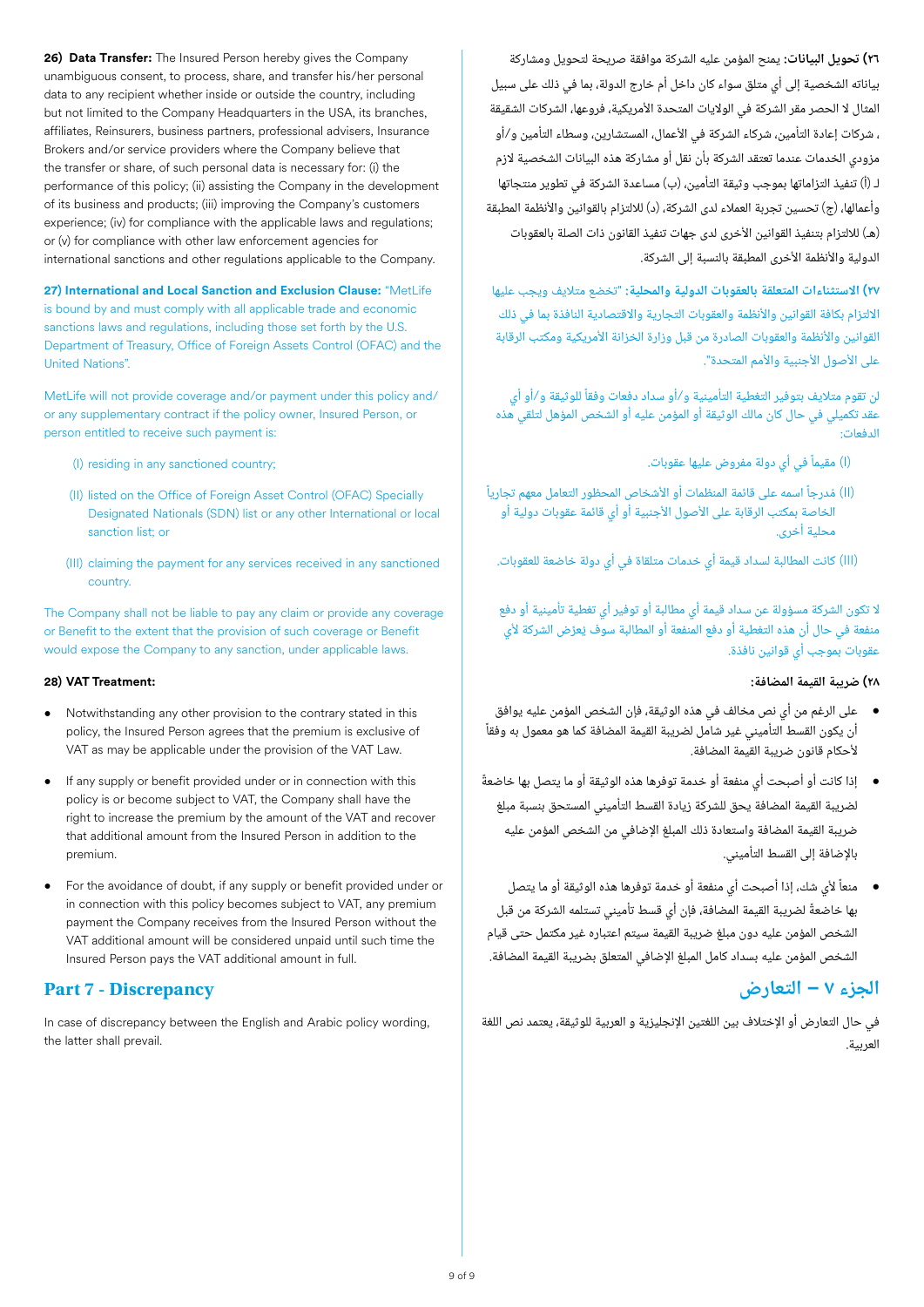**26) Data Transfer:** The Insured Person hereby gives the Company unambiguous consent, to process, share, and transfer his/her personal data to any recipient whether inside or outside the country, including but not limited to the Company Headquarters in the USA, its branches, affiliates, Reinsurers, business partners, professional advisers, Insurance Brokers and/or service providers where the Company believe that the transfer or share, of such personal data is necessary for: (i) the performance of this policy; (ii) assisting the Company in the development of its business and products; (iii) improving the Company's customers experience; (iv) for compliance with the applicable laws and regulations; or (v) for compliance with other law enforcement agencies for international sanctions and other regulations applicable to the Company.

**٢٦) تحويل البيانات:** يمنح المؤمن عليه الشركة موافقة صريحة لتحويل ومشاركة بياناته الشخصية إلى أي متلق سواء كان داخل أم خارج الدولة، بما في ذلك على سبيل المثال لا الحصر مقر الشركة في الولايات المتحدة الأمريكية، فروعها، الشركات الشقيقة ، شركات إعادة التأمين، شركاء الشركة في الأعمال، المستشارين، وسطاء التأمين و/أو مزودي الخدمات عندما تعتقد الشركة بأن نقل أو مشاركة هذه البيانات الشخصية لازم لـ (أ) تنفيذ التزاماتها بموجب وثيقة التأمين، (ب) مساعدة الشركة في تطوير منتجاتها وأعمالها، (ج) تحسين تجربة العملاء لدى الشركة، (د) للالتزام بالقوانين والأنظمة المطبقة (هـ) للالتزام بتنفيذ القوانين الأخرى لدى جهات تنفيذ القانون ذات الصلة بالعقوبات الدولية والأنظمة الأخرى المطبقة بالنسبة إلى الشركة.

**27) International and Local Sanction and Exclusion Clause:** "MetLife is bound by and must comply with all applicable trade and economic sanctions laws and regulations, including those set forth by the U.S. Department of Treasury, Office of Foreign Assets Control (OFAC) and the United Nations".

**٢٧) الاستثناءات المتعلقة بالعقوبات الدولية والمحلية:** "تخضع متلايف ويجب عليها الالتزام بكافة القوانين والأنظمة والعقوبات التجارية والاقتصادية النافذة بما في ذلك القوانين والأنظمة والعقوبات الصادرة من قبل وزارة الخزانة الأمريكية ومكتب الرقابة على الأصول الأجنبية والأمم المتحدة".

MetLife will not provide coverage and/or payment under this policy and/or any supplementary contract if the policy owner, Insured Person, or person entitled to receive such payment is:

(I) residing in any sanctioned country;

(II) listed on the Office of Foreign Asset Control (OFAC) Specially Designated Nationals (SDN) list or any other International or local sanction list; or

(III) claiming the payment for any services received in any sanctioned country.

لن تقوم متلايف بتوفير التغطية التأمينية و/أو سداد دفعات وفقاً للوثيقة و/أو أي عقد تكميلي في حال كان مالك الوثيقة أو المؤمن عليه أو الشخص المؤهل لتلقي هذه الدفعات:

(I) مقيماً في أي دولة مفروض عليها عقوبات.

(II) مدرجاً اسمه على قائمة المنظمات أو الأشخاص المحظور التعامل معهم تجارياً الخاصة بمكتب الرقابة على الأصول الأجنبية أو أي قائمة عقوبات دولية أو محلية أخرى.

(III) كانت المطالبة لسداد قيمة أي خدمات متلقاة في أي دولة خاضعة للعقوبات.

The Company shall not be liable to pay any claim or provide any coverage or Benefit to the extent that the provision of such coverage or Benefit would expose the Company to any sanction, under applicable laws.

لا تكون الشركة مسؤولة عن سداد قيمة أي مطالبة أو توفير أي تغطية تأمينية أو دفع منفعة في حال أن هذه التغطية أو دفع المنفعة أو المطالبة سوف يعرّض الشركة لأي عقوبات بموجب أي قوانين نافذة.

**28) VAT Treatment:**

- Notwithstanding any other provision to the contrary stated in this policy, the Insured Person agrees that the premium is exclusive of VAT as may be applicable under the provision of the VAT Law.
- If any supply or benefit provided under or in connection with this policy is or become subject to VAT, the Company shall have the right to increase the premium by the amount of the VAT and recover that additional amount from the Insured Person in addition to the premium.
- For the avoidance of doubt, if any supply or benefit provided under or in connection with this policy becomes subject to VAT, any premium payment the Company receives from the Insured Person without the VAT additional amount will be considered unpaid until such time the Insured Person pays the VAT additional amount in full.

**٢٨) ضريبة القيمة المضافة:**

- على الرغم من أي نص مخالف في هذه الوثيقة، فإن الشخص المؤمن عليه يوافق أن يكون القسط التأميني غير شامل لضريبة القيمة المضافة كما هو معمول به وفقاً لأحكام قانون ضريبة القيمة المضافة.
- إذا كانت أو أصبحت أي منفعة أو خدمة توفرها هذه الوثيقة أو ما يتصل بها خاضعةً لضريبة القيمة المضافة يحق للشركة زيادة القسط التأميني المستحق بنسبة مبلغ ضريبة القيمة المضافة واستعادة ذلك المبلغ الإضافي من الشخص المؤمن عليه بالإضافة إلى القسط التأميني.
- منعاً لأي شك، إذا أصبحت أي منفعة أو خدمة توفرها هذه الوثيقة أو ما يتصل بها خاضعةً لضريبة القيمة المضافة، فإن أي قسط تأميني تستلمه الشركة من قبل الشخص المؤمن عليه دون مبلغ ضريبة القيمة سيتم اعتباره غير مكتمل حتى قيام الشخص المؤمن عليه بسداد كامل المبلغ الإضافي المتعلق بضريبة القيمة المضافة.

## Part 7 - Discrepancy

In case of discrepancy between the English and Arabic policy wording, the latter shall prevail.

## الجزء ٧ – التعارض

في حال التعارض أو الإختلاف بين اللغتين الإنجليزية و العربية للوثيقة، يعتمد نص اللغة العربية.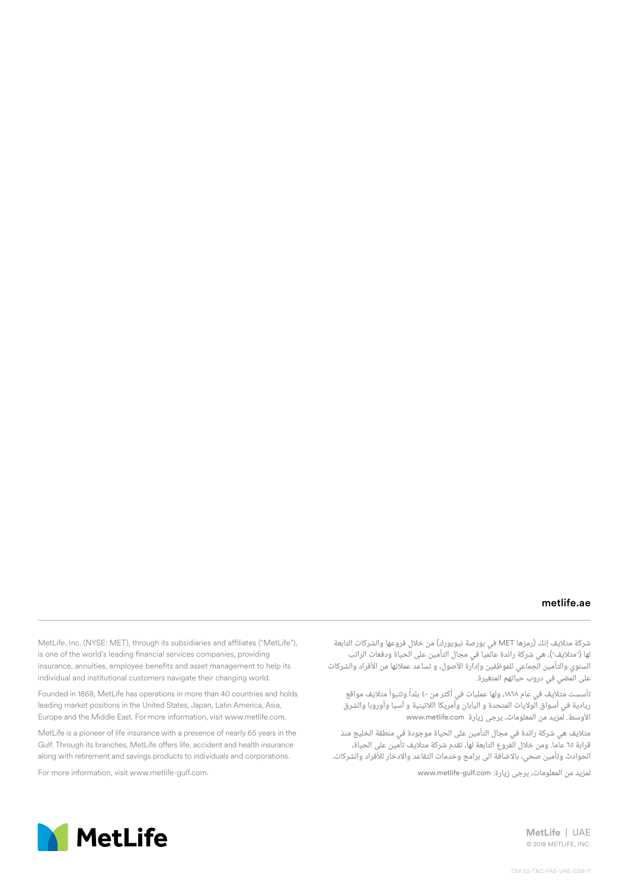**metlife.ae**

MetLife, Inc. (NYSE: MET), through its subsidiaries and affiliates ("MetLife"), is one of the world's leading financial services companies, providing insurance, annuities, employee benefits and asset management to help its individual and institutional customers navigate their changing world.

Founded in 1868, MetLife has operations in more than 40 countries and holds leading market positions in the United States, Japan, Latin America, Asia, Europe and the Middle East. For more information, visit www.metlife.com.

MetLife is a pioneer of life insurance with a presence of nearly 65 years in the Gulf. Through its branches, MetLife offers life, accident and health insurance along with retirement and savings products to individuals and corporations.

For more information, visit www.metlife-gulf.com.

شركة متلايف إنك (رمزها MET في بورصة نيويورك) من خلال فروعها والشركات التابعة لها ("متلايف")، هي شركة رائدة عالميا في مجال التأمين على الحياة ودفعات الراتب السنوي والتأمين الجماعي للموظفين وإدارة الأصول، و تساعد عملائها من الأفراد والشركات على المضي في دروب حياتهم المتغيرة.

تأسست متلايف في عام ١٨٦٨، ولها عمليات في أكثر من ٤٠ بلداً وتتبوأ متلايف مواقع ريادية في أسواق الولايات المتحدة و اليابان وأمريكا اللاتينية و آسيا وأوروبا والشرق الأوسط. لمزيد من المعلومات، يرجى زيارة www.metlife.com

متلايف هي شركة رائدة في مجال التأمين على الحياة موجودة في منطقة الخليج منذ قرابة ٦٥ عاماً. ومن خلال الفروع التابعة لها، تقدم شركة متلايف تأمين على الحياة، الحوادث وتأمين صحي، بالاضافة الى برامج وخدمات التقاعد والادخار للأفراد والشركات.

لمزيد من المعلومات، يرجى زيارة: www.metlife-gulf.com

MetLife

**MetLife** | UAE
© 2018 METLIFE, INC.

DM-SS-T&C-FAB-UAE-0318-P